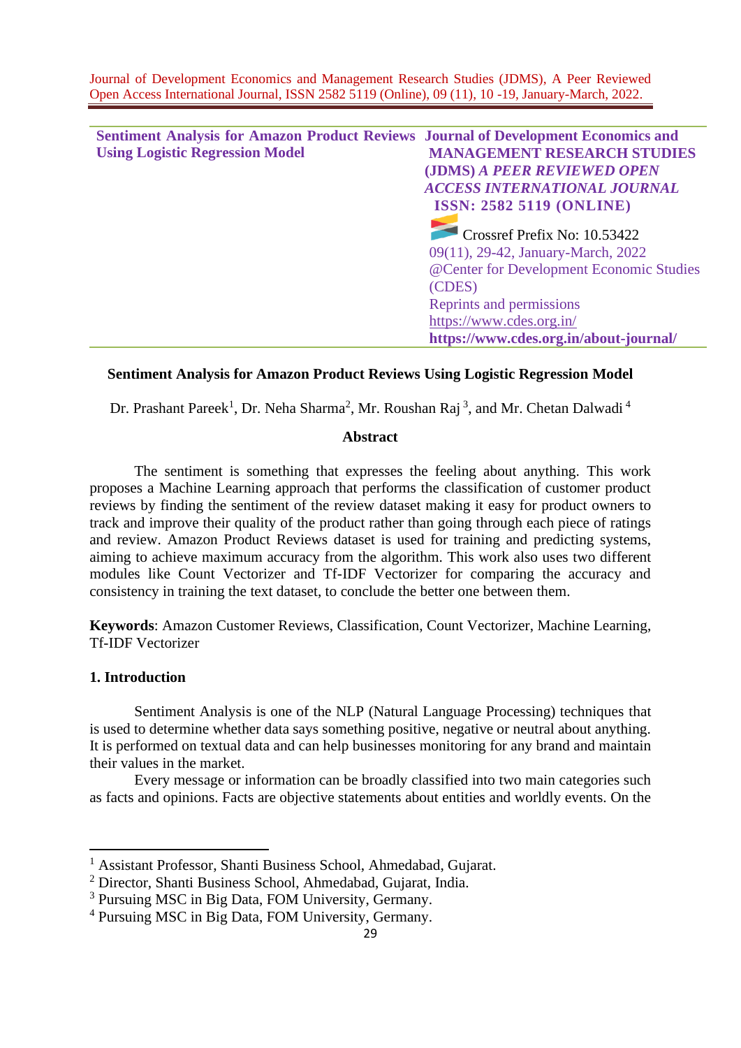Sentiment Analysis for Amazon Product Reviews Using Logistic Regression Model

Journal of Development Economics and MANAGEMENT RESEARCH STUDIES (JDMS) *A PEER REVIEWED OPEN ACCESS INTERNATIONAL JOURNAL*

ISSN: 2582 5119 (ONLINE)

Crossref Prefix No: 10.53422

09(11), 29-42, January-March, 2022

@Center for Development Economic Studies (CDES)

Reprints and permissions

https://www.cdes.org.in/

https://www.cdes.org.in/about-journal/

# Sentiment Analysis for Amazon Product Reviews Using Logistic Regression Model

Dr. Prashant Pareek[1], Dr. Neha Sharma[2], Mr. Roushan Raj [3], and Mr. Chetan Dalwadi [4]

## Abstract

The sentiment is something that expresses the feeling about anything. This work proposes a Machine Learning approach that performs the classification of customer product reviews by finding the sentiment of the review dataset making it easy for product owners to track and improve their quality of the product rather than going through each piece of ratings and review. Amazon Product Reviews dataset is used for training and predicting systems, aiming to achieve maximum accuracy from the algorithm. This work also uses two different modules like Count Vectorizer and Tf-IDF Vectorizer for comparing the accuracy and consistency in training the text dataset, to conclude the better one between them.

**Keywords**: Amazon Customer Reviews, Classification, Count Vectorizer, Machine Learning, Tf-IDF Vectorizer

## 1. Introduction

Sentiment Analysis is one of the NLP (Natural Language Processing) techniques that is used to determine whether data says something positive, negative or neutral about anything. It is performed on textual data and can help businesses monitoring for any brand and maintain their values in the market.

Every message or information can be broadly classified into two main categories such as facts and opinions. Facts are objective statements about entities and worldly events. On the

[1] Assistant Professor, Shanti Business School, Ahmedabad, Gujarat.

[2] Director, Shanti Business School, Ahmedabad, Gujarat, India.

[3] Pursuing MSC in Big Data, FOM University, Germany.

[4] Pursuing MSC in Big Data, FOM University, Germany.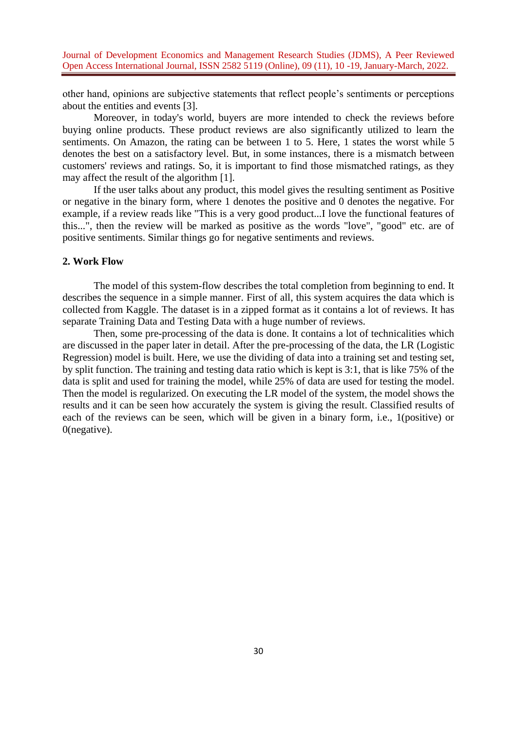other hand, opinions are subjective statements that reflect people's sentiments or perceptions about the entities and events [3].

Moreover, in today's world, buyers are more intended to check the reviews before buying online products. These product reviews are also significantly utilized to learn the sentiments. On Amazon, the rating can be between 1 to 5. Here, 1 states the worst while 5 denotes the best on a satisfactory level. But, in some instances, there is a mismatch between customers' reviews and ratings. So, it is important to find those mismatched ratings, as they may affect the result of the algorithm [1].

If the user talks about any product, this model gives the resulting sentiment as Positive or negative in the binary form, where 1 denotes the positive and 0 denotes the negative. For example, if a review reads like "This is a very good product...I love the functional features of this...", then the review will be marked as positive as the words "love", "good" etc. are of positive sentiments. Similar things go for negative sentiments and reviews.

## 2. Work Flow

The model of this system-flow describes the total completion from beginning to end. It describes the sequence in a simple manner. First of all, this system acquires the data which is collected from Kaggle. The dataset is in a zipped format as it contains a lot of reviews. It has separate Training Data and Testing Data with a huge number of reviews.

Then, some pre-processing of the data is done. It contains a lot of technicalities which are discussed in the paper later in detail. After the pre-processing of the data, the LR (Logistic Regression) model is built. Here, we use the dividing of data into a training set and testing set, by split function. The training and testing data ratio which is kept is 3:1, that is like 75% of the data is split and used for training the model, while 25% of data are used for testing the model. Then the model is regularized. On executing the LR model of the system, the model shows the results and it can be seen how accurately the system is giving the result. Classified results of each of the reviews can be seen, which will be given in a binary form, i.e., 1(positive) or 0(negative).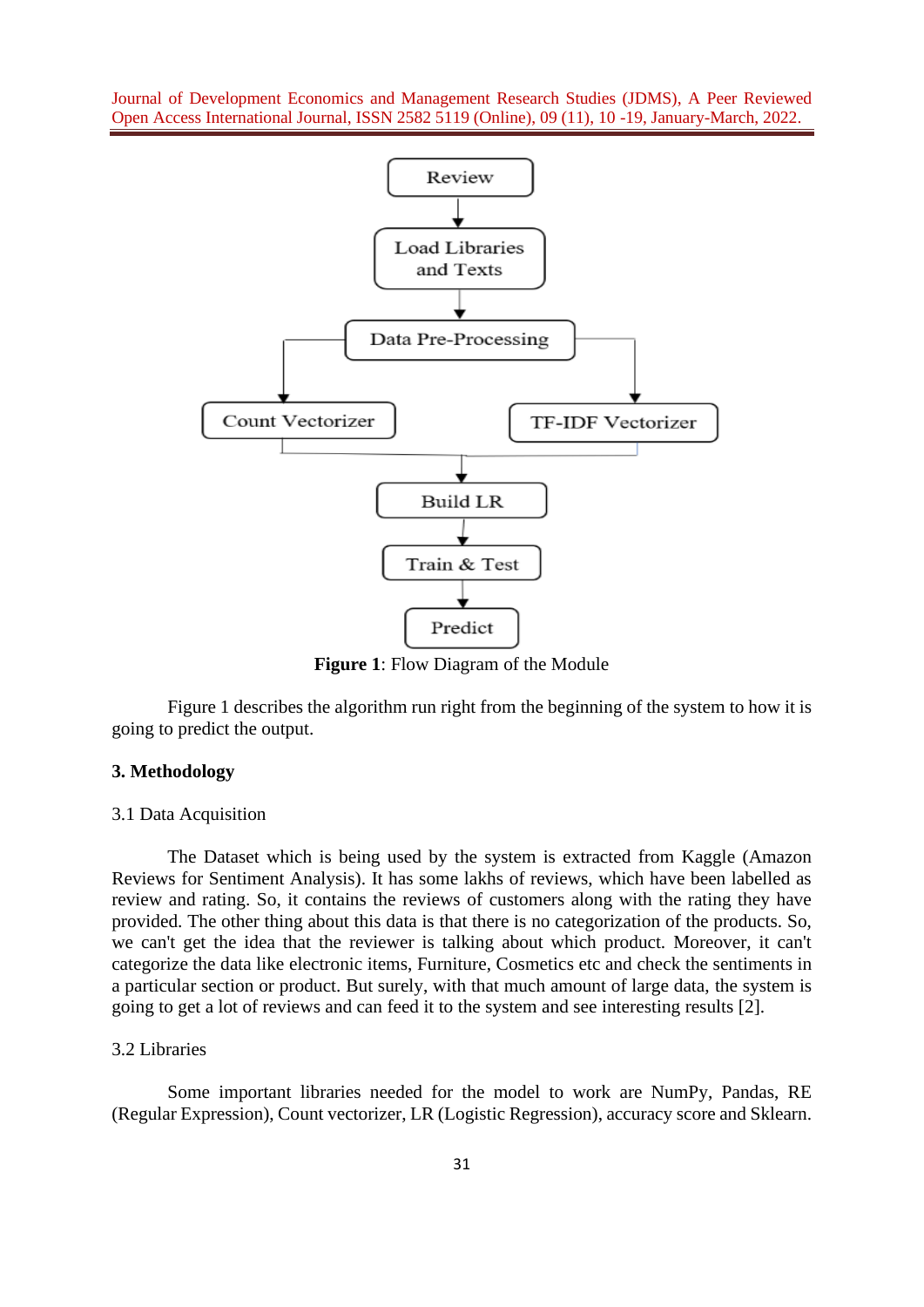**Figure 1**: Flow Diagram of the Module

Figure 1 describes the algorithm run right from the beginning of the system to how it is going to predict the output.

## 3. Methodology

### 3.1 Data Acquisition

The Dataset which is being used by the system is extracted from Kaggle (Amazon Reviews for Sentiment Analysis). It has some lakhs of reviews, which have been labelled as review and rating. So, it contains the reviews of customers along with the rating they have provided. The other thing about this data is that there is no categorization of the products. So, we can't get the idea that the reviewer is talking about which product. Moreover, it can't categorize the data like electronic items, Furniture, Cosmetics etc and check the sentiments in a particular section or product. But surely, with that much amount of large data, the system is going to get a lot of reviews and can feed it to the system and see interesting results [2].

### 3.2 Libraries

Some important libraries needed for the model to work are NumPy, Pandas, RE (Regular Expression), Count vectorizer, LR (Logistic Regression), accuracy score and Sklearn.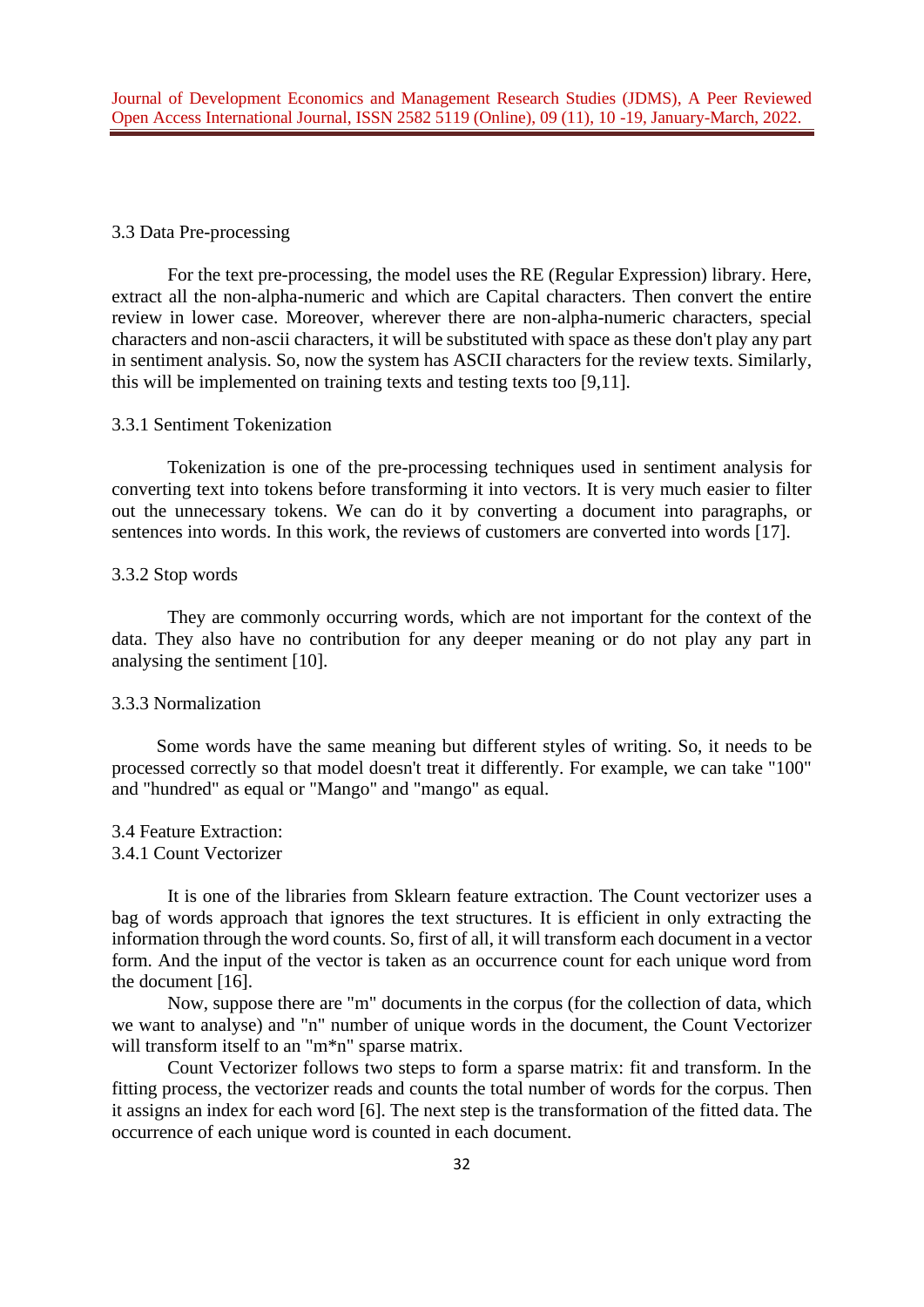### 3.3 Data Pre-processing

For the text pre-processing, the model uses the RE (Regular Expression) library. Here, extract all the non-alpha-numeric and which are Capital characters. Then convert the entire review in lower case. Moreover, wherever there are non-alpha-numeric characters, special characters and non-ascii characters, it will be substituted with space as these don't play any part in sentiment analysis. So, now the system has ASCII characters for the review texts. Similarly, this will be implemented on training texts and testing texts too [9,11].

#### 3.3.1 Sentiment Tokenization

Tokenization is one of the pre-processing techniques used in sentiment analysis for converting text into tokens before transforming it into vectors. It is very much easier to filter out the unnecessary tokens. We can do it by converting a document into paragraphs, or sentences into words. In this work, the reviews of customers are converted into words [17].

#### 3.3.2 Stop words

They are commonly occurring words, which are not important for the context of the data. They also have no contribution for any deeper meaning or do not play any part in analysing the sentiment [10].

#### 3.3.3 Normalization

Some words have the same meaning but different styles of writing. So, it needs to be processed correctly so that model doesn't treat it differently. For example, we can take "100" and "hundred" as equal or "Mango" and "mango" as equal.

### 3.4 Feature Extraction:

#### 3.4.1 Count Vectorizer

It is one of the libraries from Sklearn feature extraction. The Count vectorizer uses a bag of words approach that ignores the text structures. It is efficient in only extracting the information through the word counts. So, first of all, it will transform each document in a vector form. And the input of the vector is taken as an occurrence count for each unique word from the document [16].

Now, suppose there are "m" documents in the corpus (for the collection of data, which we want to analyse) and "n" number of unique words in the document, the Count Vectorizer will transform itself to an "m*n" sparse matrix.

Count Vectorizer follows two steps to form a sparse matrix: fit and transform. In the fitting process, the vectorizer reads and counts the total number of words for the corpus. Then it assigns an index for each word [6]. The next step is the transformation of the fitted data. The occurrence of each unique word is counted in each document.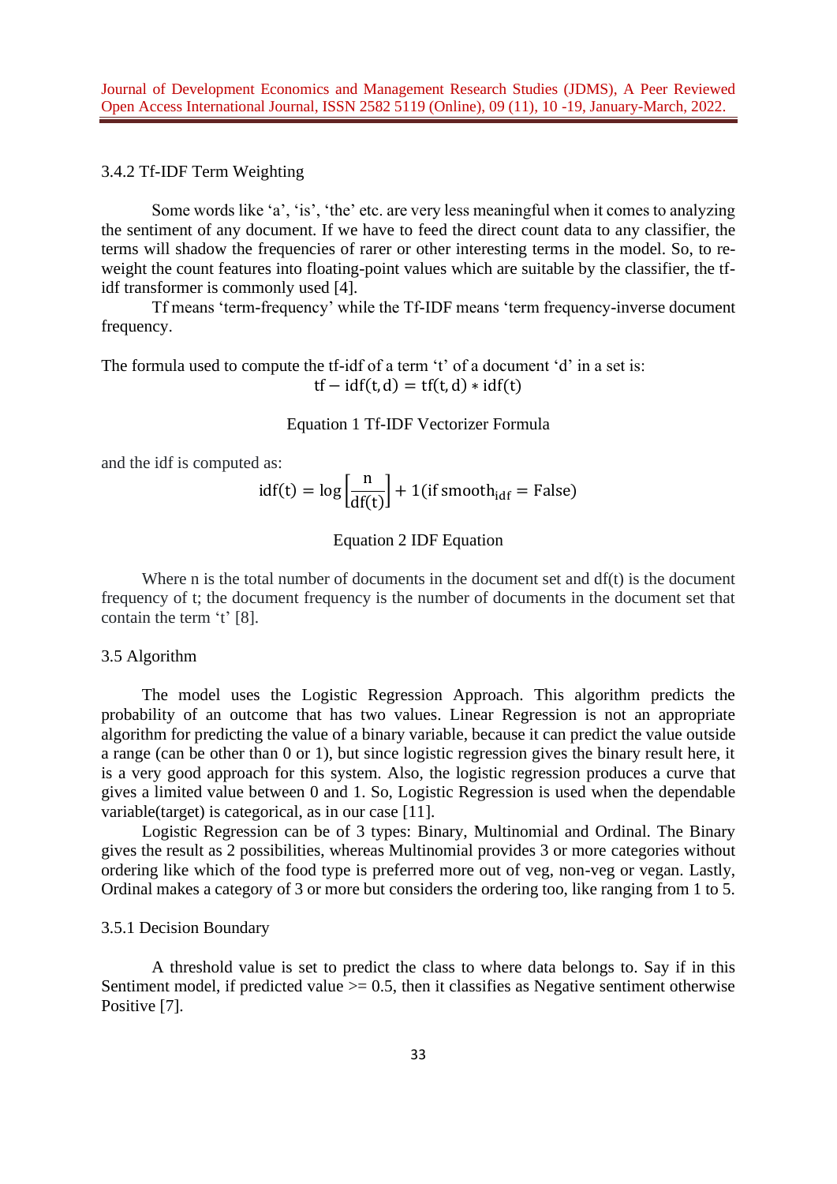### 3.4.2 Tf-IDF Term Weighting

Some words like 'a', 'is', 'the' etc. are very less meaningful when it comes to analyzing the sentiment of any document. If we have to feed the direct count data to any classifier, the terms will shadow the frequencies of rarer or other interesting terms in the model. So, to re-weight the count features into floating-point values which are suitable by the classifier, the tf-idf transformer is commonly used [4].

Tf means 'term-frequency' while the Tf-IDF means 'term frequency-inverse document frequency.

The formula used to compute the tf-idf of a term 't' of a document 'd' in a set is:

$$\mathrm{tf-idf(t,d) = tf(t,d) * idf(t)}$$

Equation 1 Tf-IDF Vectorizer Formula

and the idf is computed as:

$$\mathrm{idf(t)} = \log\left[\frac{\mathrm{n}}{\mathrm{df(t)}}\right] + 1(\text{if smooth}_{\text{idf}} = \text{False})$$

Equation 2 IDF Equation

Where n is the total number of documents in the document set and df(t) is the document frequency of t; the document frequency is the number of documents in the document set that contain the term 't' [8].

## 3.5 Algorithm

The model uses the Logistic Regression Approach. This algorithm predicts the probability of an outcome that has two values. Linear Regression is not an appropriate algorithm for predicting the value of a binary variable, because it can predict the value outside a range (can be other than 0 or 1), but since logistic regression gives the binary result here, it is a very good approach for this system. Also, the logistic regression produces a curve that gives a limited value between 0 and 1. So, Logistic Regression is used when the dependable variable(target) is categorical, as in our case [11].

Logistic Regression can be of 3 types: Binary, Multinomial and Ordinal. The Binary gives the result as 2 possibilities, whereas Multinomial provides 3 or more categories without ordering like which of the food type is preferred more out of veg, non-veg or vegan. Lastly, Ordinal makes a category of 3 or more but considers the ordering too, like ranging from 1 to 5.

### 3.5.1 Decision Boundary

A threshold value is set to predict the class to where data belongs to. Say if in this Sentiment model, if predicted value >= 0.5, then it classifies as Negative sentiment otherwise Positive [7].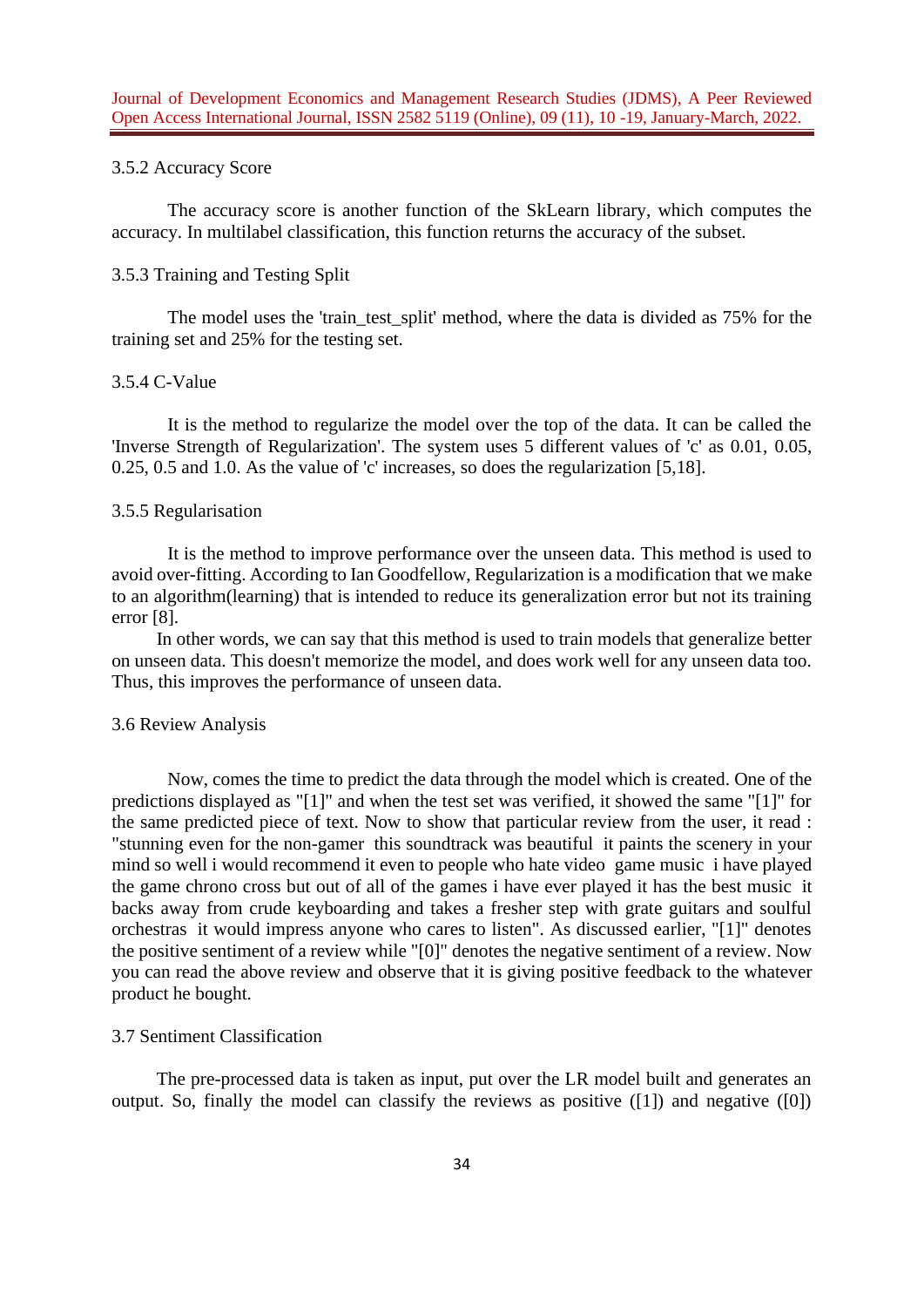### 3.5.2 Accuracy Score

The accuracy score is another function of the SkLearn library, which computes the accuracy. In multilabel classification, this function returns the accuracy of the subset.

### 3.5.3 Training and Testing Split

The model uses the 'train_test_split' method, where the data is divided as 75% for the training set and 25% for the testing set.

### 3.5.4 C-Value

It is the method to regularize the model over the top of the data. It can be called the 'Inverse Strength of Regularization'. The system uses 5 different values of 'c' as 0.01, 0.05, 0.25, 0.5 and 1.0. As the value of 'c' increases, so does the regularization [5,18].

### 3.5.5 Regularisation

It is the method to improve performance over the unseen data. This method is used to avoid over-fitting. According to Ian Goodfellow, Regularization is a modification that we make to an algorithm(learning) that is intended to reduce its generalization error but not its training error [8].

In other words, we can say that this method is used to train models that generalize better on unseen data. This doesn't memorize the model, and does work well for any unseen data too. Thus, this improves the performance of unseen data.

## 3.6 Review Analysis

Now, comes the time to predict the data through the model which is created. One of the predictions displayed as "[1]" and when the test set was verified, it showed the same "[1]" for the same predicted piece of text. Now to show that particular review from the user, it read : "stunning even for the non-gamer  this soundtrack was beautiful  it paints the scenery in your mind so well i would recommend it even to people who hate video  game music  i have played the game chrono cross but out of all of the games i have ever played it has the best music  it backs away from crude keyboarding and takes a fresher step with grate guitars and soulful orchestras  it would impress anyone who cares to listen". As discussed earlier, "[1]" denotes the positive sentiment of a review while "[0]" denotes the negative sentiment of a review. Now you can read the above review and observe that it is giving positive feedback to the whatever product he bought.

## 3.7 Sentiment Classification

The pre-processed data is taken as input, put over the LR model built and generates an output. So, finally the model can classify the reviews as positive ([1]) and negative ([0])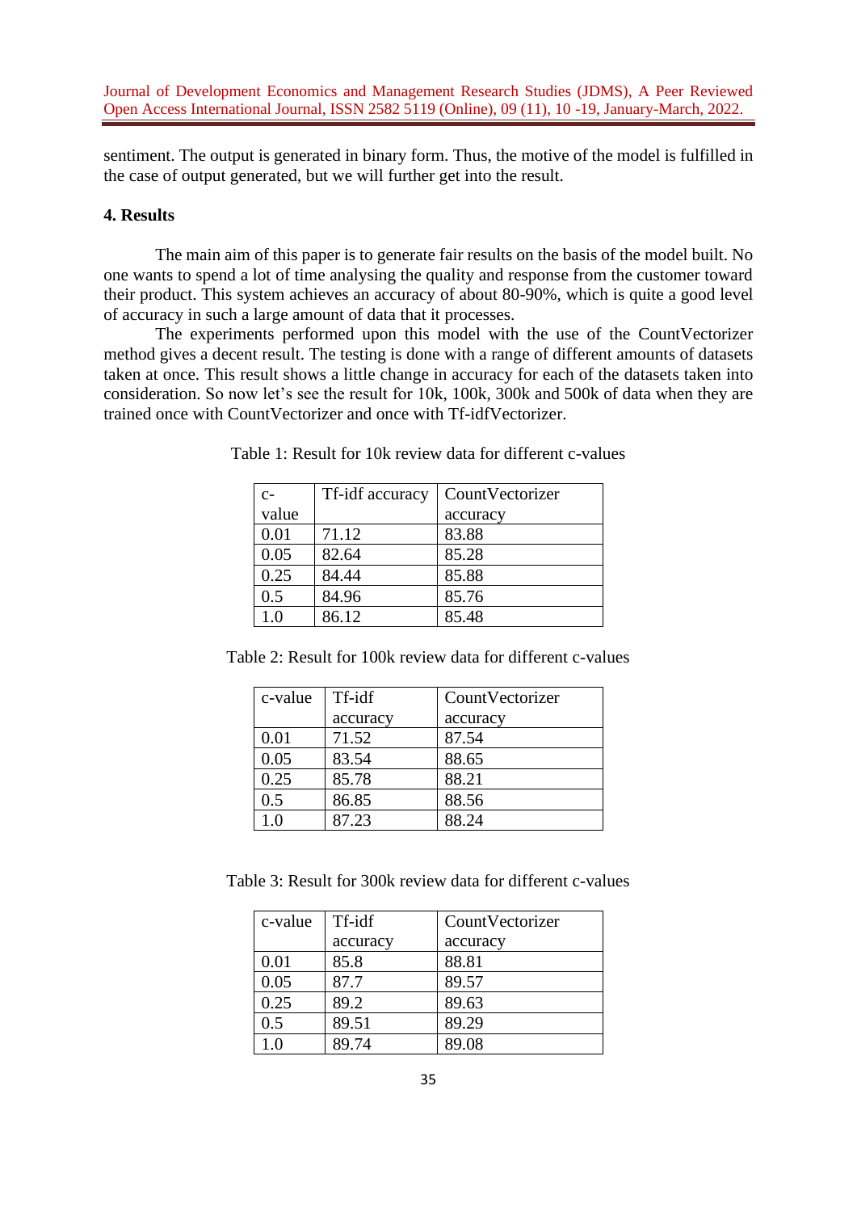sentiment. The output is generated in binary form. Thus, the motive of the model is fulfilled in the case of output generated, but we will further get into the result.

## 4. Results

The main aim of this paper is to generate fair results on the basis of the model built. No one wants to spend a lot of time analysing the quality and response from the customer toward their product. This system achieves an accuracy of about 80-90%, which is quite a good level of accuracy in such a large amount of data that it processes.

The experiments performed upon this model with the use of the CountVectorizer method gives a decent result. The testing is done with a range of different amounts of datasets taken at once. This result shows a little change in accuracy for each of the datasets taken into consideration. So now let's see the result for 10k, 100k, 300k and 500k of data when they are trained once with CountVectorizer and once with Tf-idfVectorizer.

Table 1: Result for 10k review data for different c-values

| c-value | Tf-idf accuracy | CountVectorizer accuracy |
|---|---|---|
| 0.01 | 71.12 | 83.88 |
| 0.05 | 82.64 | 85.28 |
| 0.25 | 84.44 | 85.88 |
| 0.5 | 84.96 | 85.76 |
| 1.0 | 86.12 | 85.48 |

Table 2: Result for 100k review data for different c-values

| c-value | Tf-idf accuracy | CountVectorizer accuracy |
|---|---|---|
| 0.01 | 71.52 | 87.54 |
| 0.05 | 83.54 | 88.65 |
| 0.25 | 85.78 | 88.21 |
| 0.5 | 86.85 | 88.56 |
| 1.0 | 87.23 | 88.24 |

Table 3: Result for 300k review data for different c-values

| c-value | Tf-idf accuracy | CountVectorizer accuracy |
|---|---|---|
| 0.01 | 85.8 | 88.81 |
| 0.05 | 87.7 | 89.57 |
| 0.25 | 89.2 | 89.63 |
| 0.5 | 89.51 | 89.29 |
| 1.0 | 89.74 | 89.08 |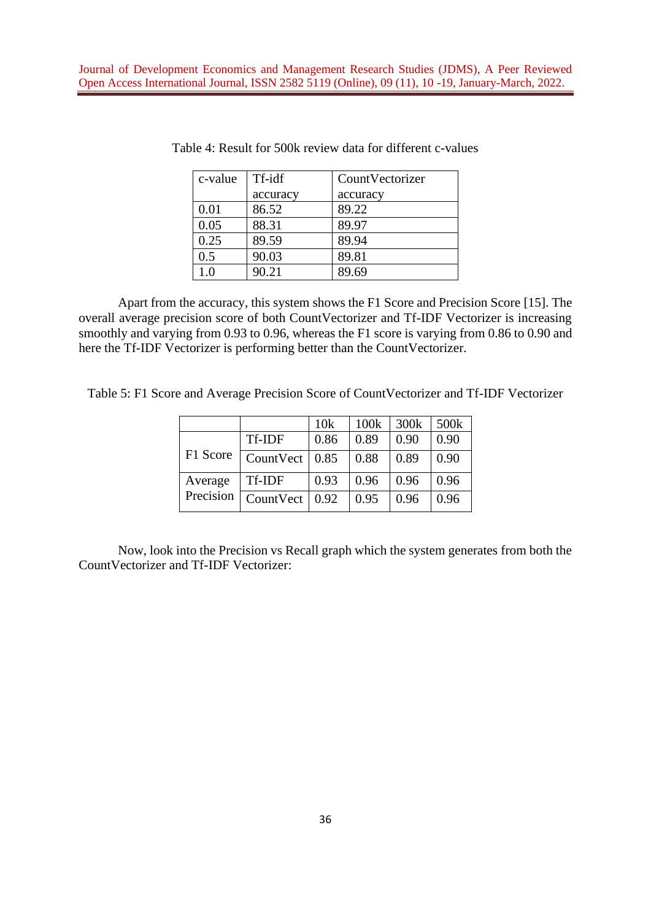Table 4: Result for 500k review data for different c-values

| c-value | Tf-idf accuracy | CountVectorizer accuracy |
|---|---|---|
| 0.01 | 86.52 | 89.22 |
| 0.05 | 88.31 | 89.97 |
| 0.25 | 89.59 | 89.94 |
| 0.5 | 90.03 | 89.81 |
| 1.0 | 90.21 | 89.69 |

Apart from the accuracy, this system shows the F1 Score and Precision Score [15]. The overall average precision score of both CountVectorizer and Tf-IDF Vectorizer is increasing smoothly and varying from 0.93 to 0.96, whereas the F1 score is varying from 0.86 to 0.90 and here the Tf-IDF Vectorizer is performing better than the CountVectorizer.

Table 5: F1 Score and Average Precision Score of CountVectorizer and Tf-IDF Vectorizer

| | | 10k | 100k | 300k | 500k |
|---|---|---|---|---|---|
| F1 Score | Tf-IDF | 0.86 | 0.89 | 0.90 | 0.90 |
| | CountVect | 0.85 | 0.88 | 0.89 | 0.90 |
| Average Precision | Tf-IDF | 0.93 | 0.96 | 0.96 | 0.96 |
| | CountVect | 0.92 | 0.95 | 0.96 | 0.96 |

Now, look into the Precision vs Recall graph which the system generates from both the CountVectorizer and Tf-IDF Vectorizer: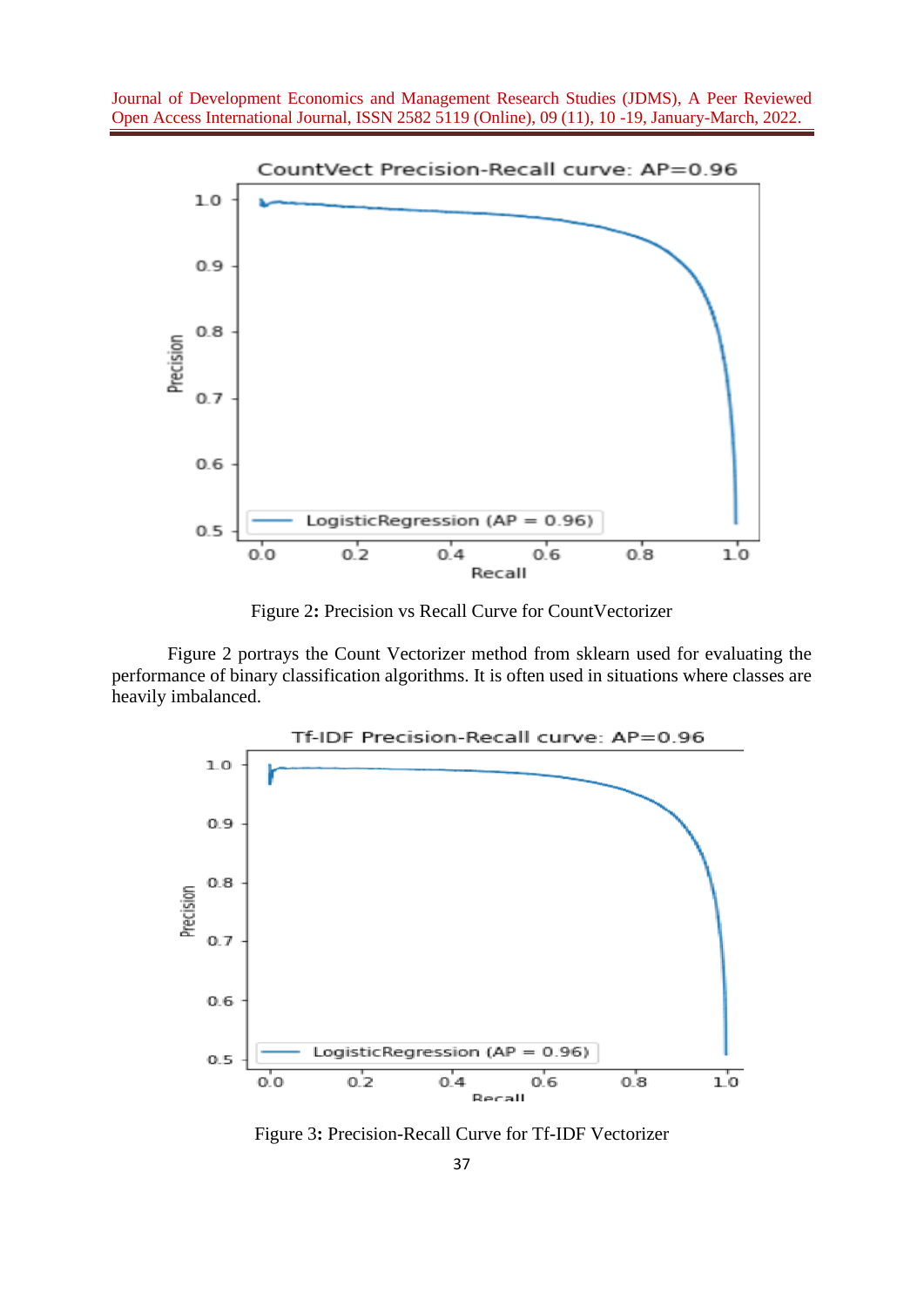Figure 2**:** Precision vs Recall Curve for CountVectorizer

Figure 2 portrays the Count Vectorizer method from sklearn used for evaluating the performance of binary classification algorithms. It is often used in situations where classes are heavily imbalanced.

Figure 3**:** Precision-Recall Curve for Tf-IDF Vectorizer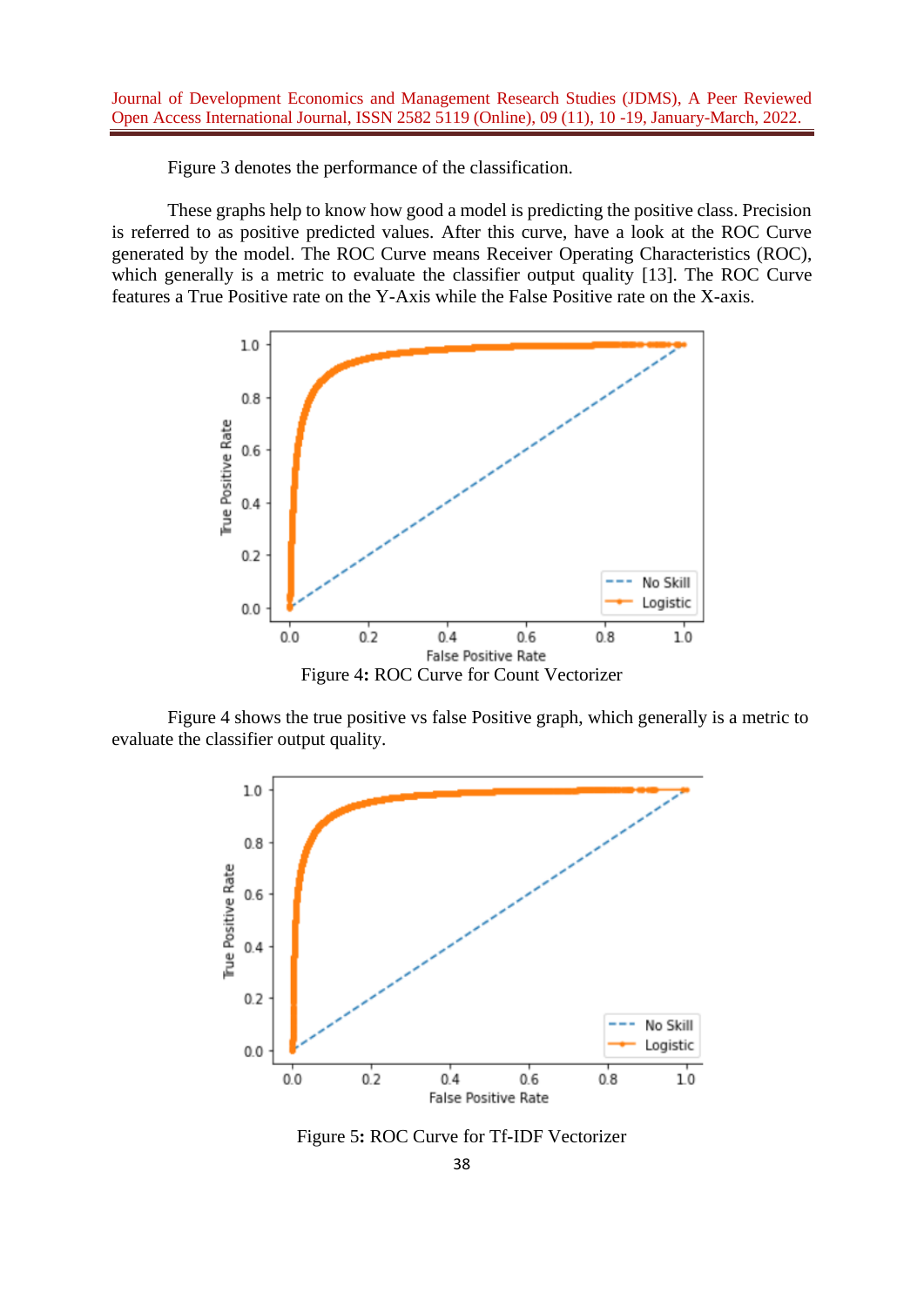Figure 3 denotes the performance of the classification.

These graphs help to know how good a model is predicting the positive class. Precision is referred to as positive predicted values. After this curve, have a look at the ROC Curve generated by the model. The ROC Curve means Receiver Operating Characteristics (ROC), which generally is a metric to evaluate the classifier output quality [13]. The ROC Curve features a True Positive rate on the Y-Axis while the False Positive rate on the X-axis.

Figure 4: ROC Curve for Count Vectorizer

Figure 4 shows the true positive vs false Positive graph, which generally is a metric to evaluate the classifier output quality.

Figure 5: ROC Curve for Tf-IDF Vectorizer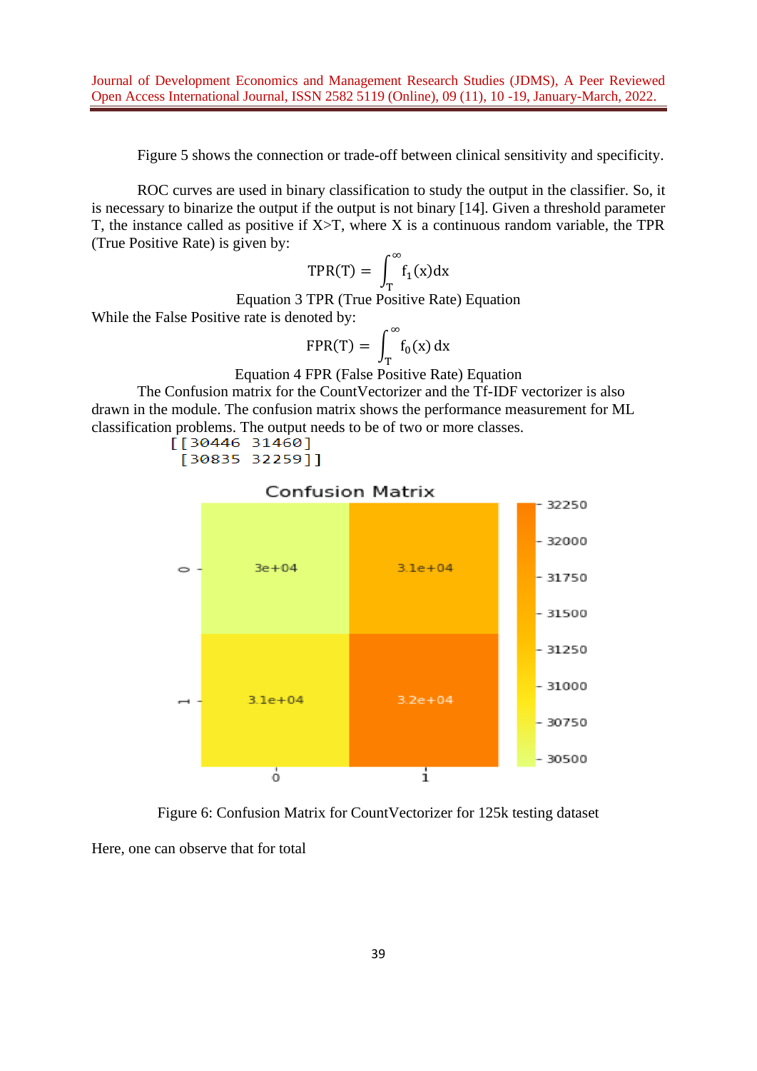Figure 5 shows the connection or trade-off between clinical sensitivity and specificity.

ROC curves are used in binary classification to study the output in the classifier. So, it is necessary to binarize the output if the output is not binary [14]. Given a threshold parameter T, the instance called as positive if X>T, where X is a continuous random variable, the TPR (True Positive Rate) is given by:

$$\mathrm{TPR(T)} = \int_{T}^{\infty} f_1(x)dx$$

Equation 3 TPR (True Positive Rate) Equation

While the False Positive rate is denoted by:

$$\mathrm{FPR(T)} = \int_{T}^{\infty} f_0(x)\,dx$$

Equation 4 FPR (False Positive Rate) Equation

The Confusion matrix for the CountVectorizer and the Tf-IDF vectorizer is also drawn in the module. The confusion matrix shows the performance measurement for ML classification problems. The output needs to be of two or more classes.

```
[[30446 31460]
 [30835 32259]]
```

Figure 6: Confusion Matrix for CountVectorizer for 125k testing dataset

Here, one can observe that for total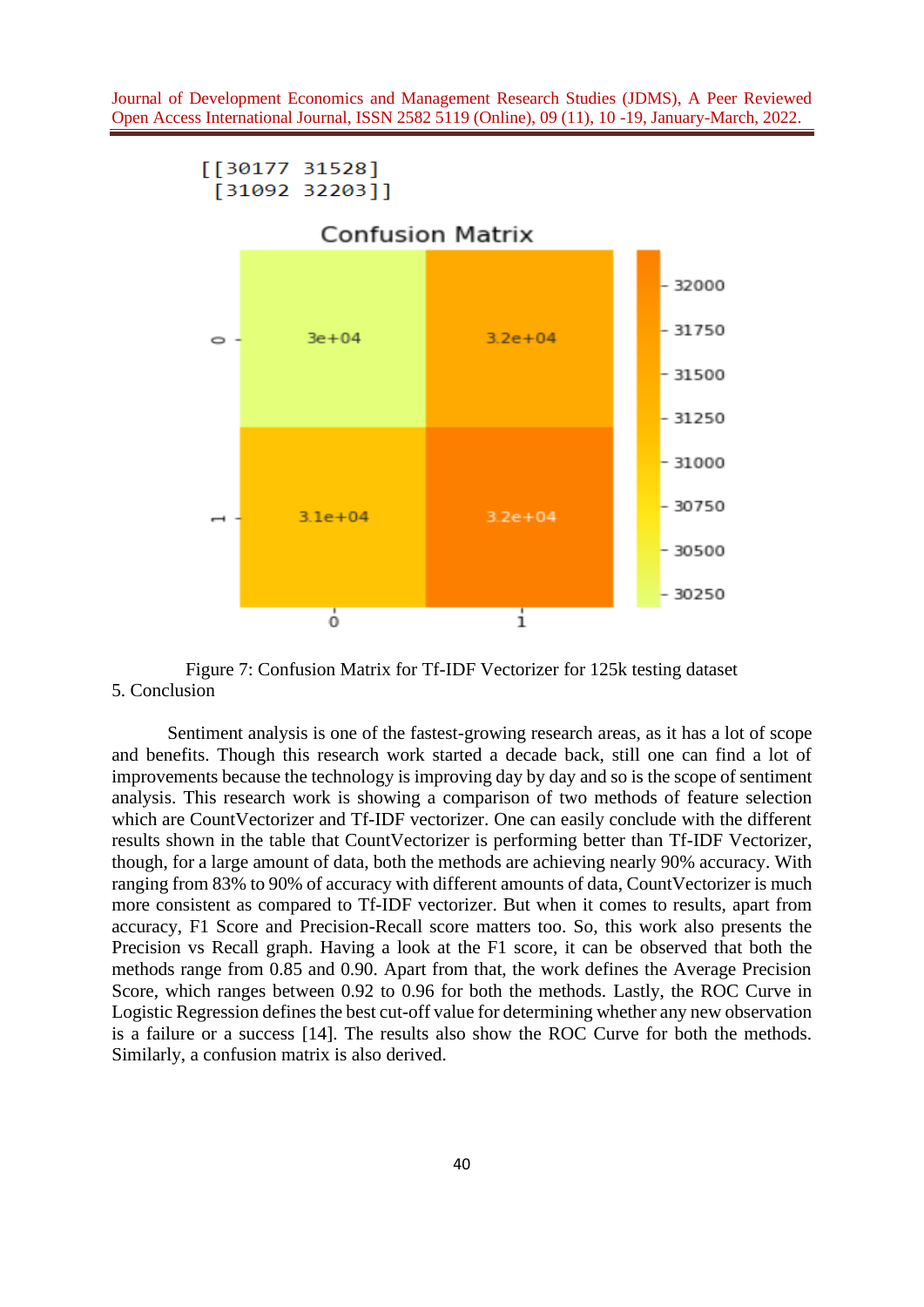```
[[30177 31528]
 [31092 32203]]
```

Figure 7: Confusion Matrix for Tf-IDF Vectorizer for 125k testing dataset

## 5. Conclusion

Sentiment analysis is one of the fastest-growing research areas, as it has a lot of scope and benefits. Though this research work started a decade back, still one can find a lot of improvements because the technology is improving day by day and so is the scope of sentiment analysis. This research work is showing a comparison of two methods of feature selection which are CountVectorizer and Tf-IDF vectorizer. One can easily conclude with the different results shown in the table that CountVectorizer is performing better than Tf-IDF Vectorizer, though, for a large amount of data, both the methods are achieving nearly 90% accuracy. With ranging from 83% to 90% of accuracy with different amounts of data, CountVectorizer is much more consistent as compared to Tf-IDF vectorizer. But when it comes to results, apart from accuracy, F1 Score and Precision-Recall score matters too. So, this work also presents the Precision vs Recall graph. Having a look at the F1 score, it can be observed that both the methods range from 0.85 and 0.90. Apart from that, the work defines the Average Precision Score, which ranges between 0.92 to 0.96 for both the methods. Lastly, the ROC Curve in Logistic Regression defines the best cut-off value for determining whether any new observation is a failure or a success [14]. The results also show the ROC Curve for both the methods. Similarly, a confusion matrix is also derived.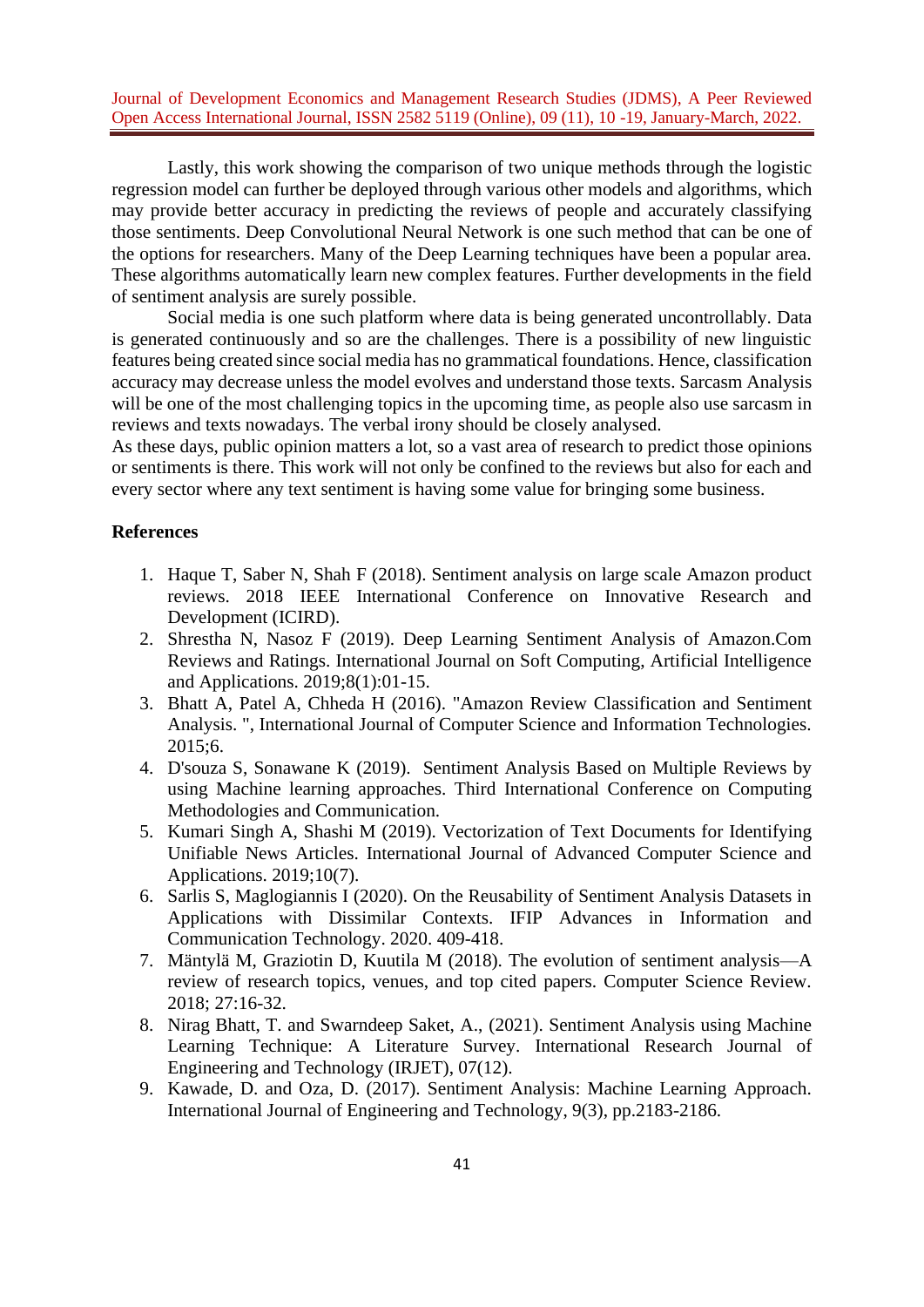Lastly, this work showing the comparison of two unique methods through the logistic regression model can further be deployed through various other models and algorithms, which may provide better accuracy in predicting the reviews of people and accurately classifying those sentiments. Deep Convolutional Neural Network is one such method that can be one of the options for researchers. Many of the Deep Learning techniques have been a popular area. These algorithms automatically learn new complex features. Further developments in the field of sentiment analysis are surely possible.

Social media is one such platform where data is being generated uncontrollably. Data is generated continuously and so are the challenges. There is a possibility of new linguistic features being created since social media has no grammatical foundations. Hence, classification accuracy may decrease unless the model evolves and understand those texts. Sarcasm Analysis will be one of the most challenging topics in the upcoming time, as people also use sarcasm in reviews and texts nowadays. The verbal irony should be closely analysed.

As these days, public opinion matters a lot, so a vast area of research to predict those opinions or sentiments is there. This work will not only be confined to the reviews but also for each and every sector where any text sentiment is having some value for bringing some business.

**References**

1. Haque T, Saber N, Shah F (2018). Sentiment analysis on large scale Amazon product reviews. 2018 IEEE International Conference on Innovative Research and Development (ICIRD).
2. Shrestha N, Nasoz F (2019). Deep Learning Sentiment Analysis of Amazon.Com Reviews and Ratings. International Journal on Soft Computing, Artificial Intelligence and Applications. 2019;8(1):01-15.
3. Bhatt A, Patel A, Chheda H (2016). "Amazon Review Classification and Sentiment Analysis. ", International Journal of Computer Science and Information Technologies. 2015;6.
4. D'souza S, Sonawane K (2019). Sentiment Analysis Based on Multiple Reviews by using Machine learning approaches. Third International Conference on Computing Methodologies and Communication.
5. Kumari Singh A, Shashi M (2019). Vectorization of Text Documents for Identifying Unifiable News Articles. International Journal of Advanced Computer Science and Applications. 2019;10(7).
6. Sarlis S, Maglogiannis I (2020). On the Reusability of Sentiment Analysis Datasets in Applications with Dissimilar Contexts. IFIP Advances in Information and Communication Technology. 2020. 409-418.
7. Mäntylä M, Graziotin D, Kuutila M (2018). The evolution of sentiment analysis—A review of research topics, venues, and top cited papers. Computer Science Review. 2018; 27:16-32.
8. Nirag Bhatt, T. and Swarndeep Saket, A., (2021). Sentiment Analysis using Machine Learning Technique: A Literature Survey. International Research Journal of Engineering and Technology (IRJET), 07(12).
9. Kawade, D. and Oza, D. (2017). Sentiment Analysis: Machine Learning Approach. International Journal of Engineering and Technology, 9(3), pp.2183-2186.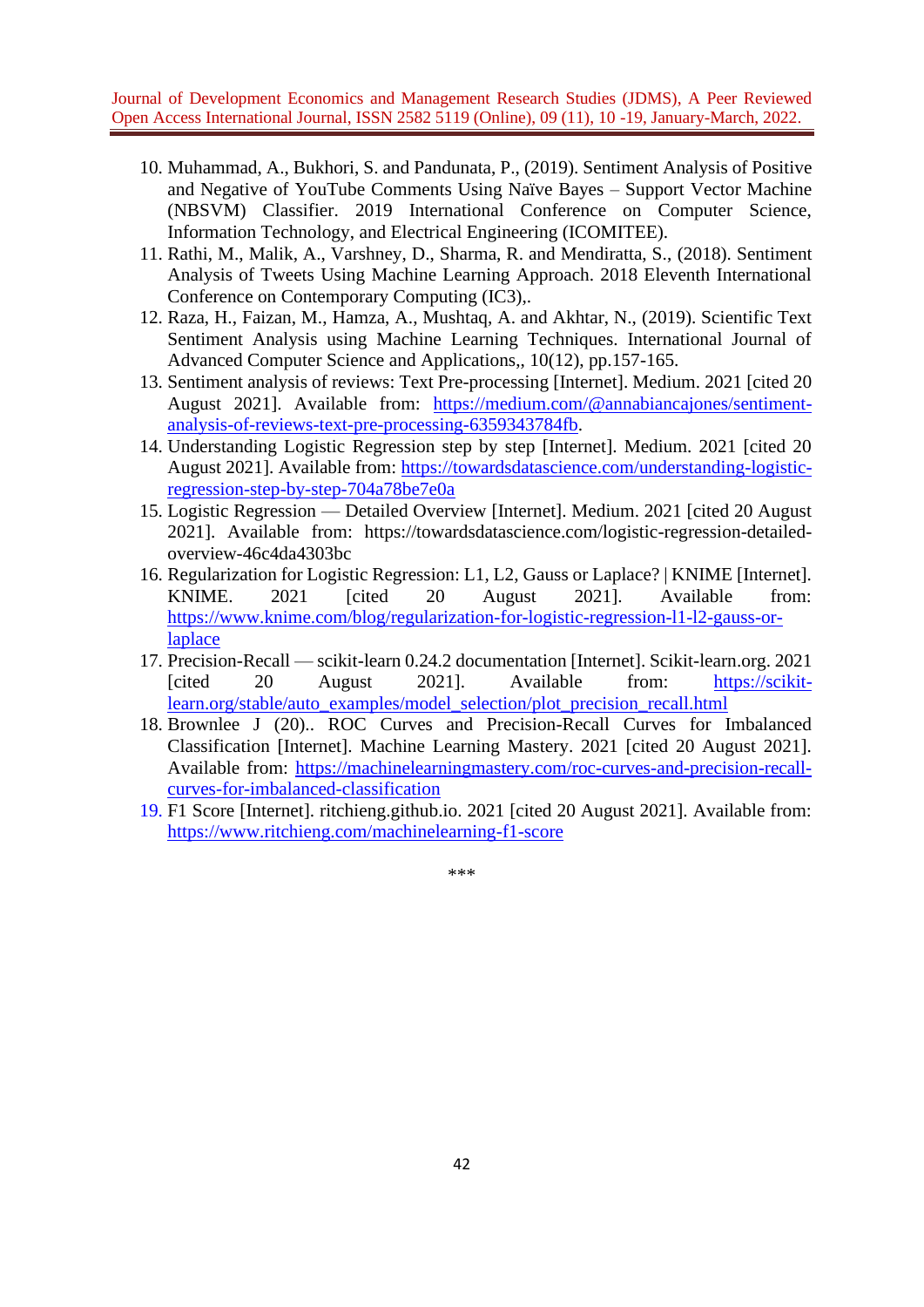10. Muhammad, A., Bukhori, S. and Pandunata, P., (2019). Sentiment Analysis of Positive and Negative of YouTube Comments Using Naïve Bayes – Support Vector Machine (NBSVM) Classifier. 2019 International Conference on Computer Science, Information Technology, and Electrical Engineering (ICOMITEE).
11. Rathi, M., Malik, A., Varshney, D., Sharma, R. and Mendiratta, S., (2018). Sentiment Analysis of Tweets Using Machine Learning Approach. 2018 Eleventh International Conference on Contemporary Computing (IC3),.
12. Raza, H., Faizan, M., Hamza, A., Mushtaq, A. and Akhtar, N., (2019). Scientific Text Sentiment Analysis using Machine Learning Techniques. International Journal of Advanced Computer Science and Applications,, 10(12), pp.157-165.
13. Sentiment analysis of reviews: Text Pre-processing [Internet]. Medium. 2021 [cited 20 August 2021]. Available from: https://medium.com/@annabiancajones/sentiment-analysis-of-reviews-text-pre-processing-6359343784fb.
14. Understanding Logistic Regression step by step [Internet]. Medium. 2021 [cited 20 August 2021]. Available from: https://towardsdatascience.com/understanding-logistic-regression-step-by-step-704a78be7e0a
15. Logistic Regression — Detailed Overview [Internet]. Medium. 2021 [cited 20 August 2021]. Available from: https://towardsdatascience.com/logistic-regression-detailed-overview-46c4da4303bc
16. Regularization for Logistic Regression: L1, L2, Gauss or Laplace? | KNIME [Internet]. KNIME. 2021 [cited 20 August 2021]. Available from: https://www.knime.com/blog/regularization-for-logistic-regression-l1-l2-gauss-or-laplace
17. Precision-Recall — scikit-learn 0.24.2 documentation [Internet]. Scikit-learn.org. 2021 [cited 20 August 2021]. Available from: https://scikit-learn.org/stable/auto_examples/model_selection/plot_precision_recall.html
18. Brownlee J (20).. ROC Curves and Precision-Recall Curves for Imbalanced Classification [Internet]. Machine Learning Mastery. 2021 [cited 20 August 2021]. Available from: https://machinelearningmastery.com/roc-curves-and-precision-recall-curves-for-imbalanced-classification
19. F1 Score [Internet]. ritchieng.github.io. 2021 [cited 20 August 2021]. Available from: https://www.ritchieng.com/machinelearning-f1-score

***